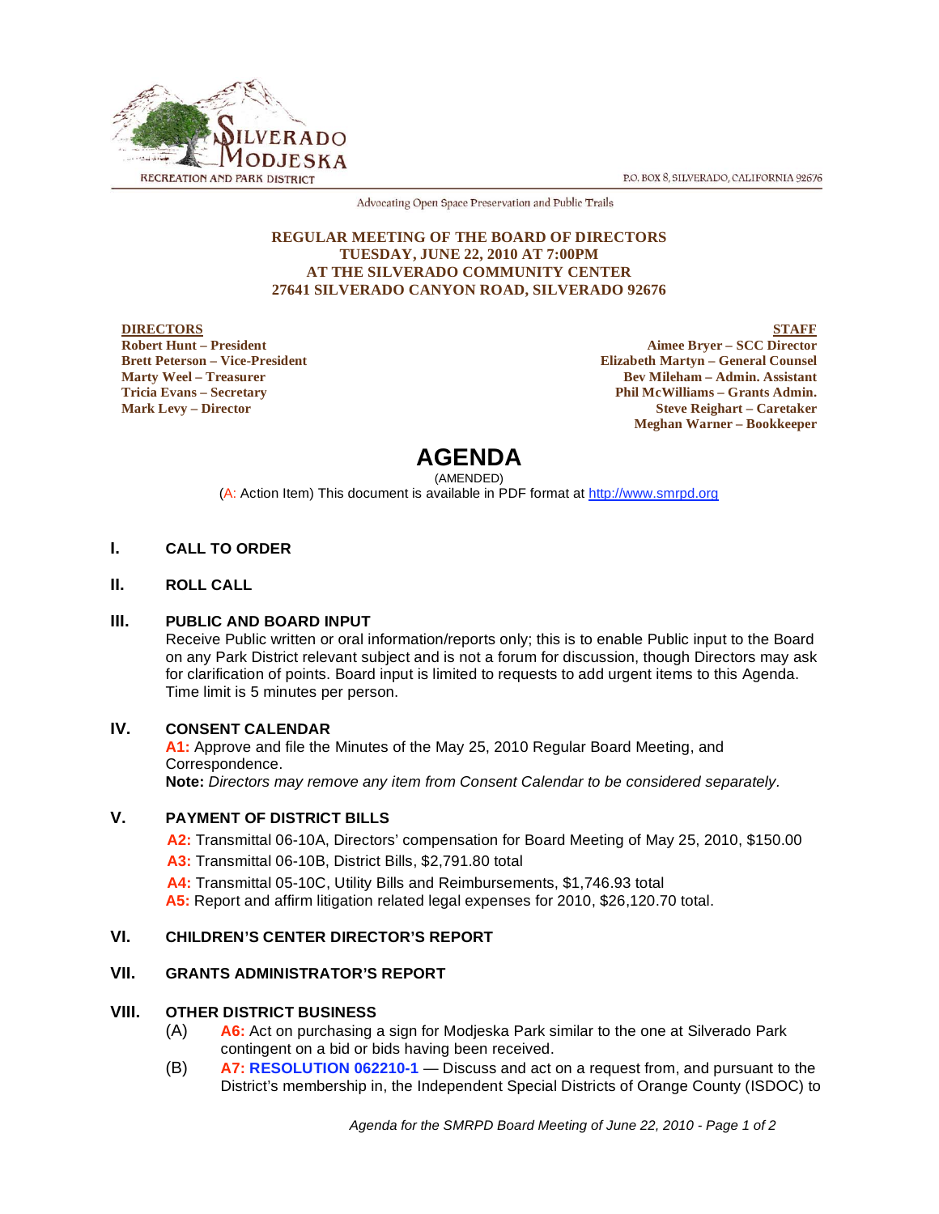SILVERADO MODJESKA
RECREATION AND PARK DISTRICT

P.O. BOX 8, SILVERADO, CALIFORNIA 92676

Advocating Open Space Preservation and Public Trails

**REGULAR MEETING OF THE BOARD OF DIRECTORS**
**TUESDAY, JUNE 22, 2010 AT 7:00PM**
**AT THE SILVERADO COMMUNITY CENTER**
**27641 SILVERADO CANYON ROAD, SILVERADO 92676**

**DIRECTORS**
**Robert Hunt – President**
**Brett Peterson – Vice-President**
**Marty Weel – Treasurer**
**Tricia Evans – Secretary**
**Mark Levy – Director**

**STAFF**
**Aimee Bryer – SCC Director**
**Elizabeth Martyn – General Counsel**
**Bev Mileham – Admin. Assistant**
**Phil McWilliams – Grants Admin.**
**Steve Reighart – Caretaker**
**Meghan Warner – Bookkeeper**

# AGENDA

(AMENDED)

(A: Action Item) This document is available in PDF format at http://www.smrpd.org

## I. CALL TO ORDER

## II. ROLL CALL

## III. PUBLIC AND BOARD INPUT

Receive Public written or oral information/reports only; this is to enable Public input to the Board on any Park District relevant subject and is not a forum for discussion, though Directors may ask for clarification of points. Board input is limited to requests to add urgent items to this Agenda. Time limit is 5 minutes per person.

## IV. CONSENT CALENDAR

**A1:** Approve and file the Minutes of the May 25, 2010 Regular Board Meeting, and Correspondence.
**Note:** *Directors may remove any item from Consent Calendar to be considered separately.*

## V. PAYMENT OF DISTRICT BILLS

**A2:** Transmittal 06-10A, Directors' compensation for Board Meeting of May 25, 2010, $150.00
**A3:** Transmittal 06-10B, District Bills, $2,791.80 total
**A4:** Transmittal 05-10C, Utility Bills and Reimbursements, $1,746.93 total
**A5:** Report and affirm litigation related legal expenses for 2010, $26,120.70 total.

## VI. CHILDREN'S CENTER DIRECTOR'S REPORT

## VII. GRANTS ADMINISTRATOR'S REPORT

## VIII. OTHER DISTRICT BUSINESS

(A) **A6:** Act on purchasing a sign for Modjeska Park similar to the one at Silverado Park contingent on a bid or bids having been received.

(B) **A7: RESOLUTION 062210-1** — Discuss and act on a request from, and pursuant to the District's membership in, the Independent Special Districts of Orange County (ISDOC) to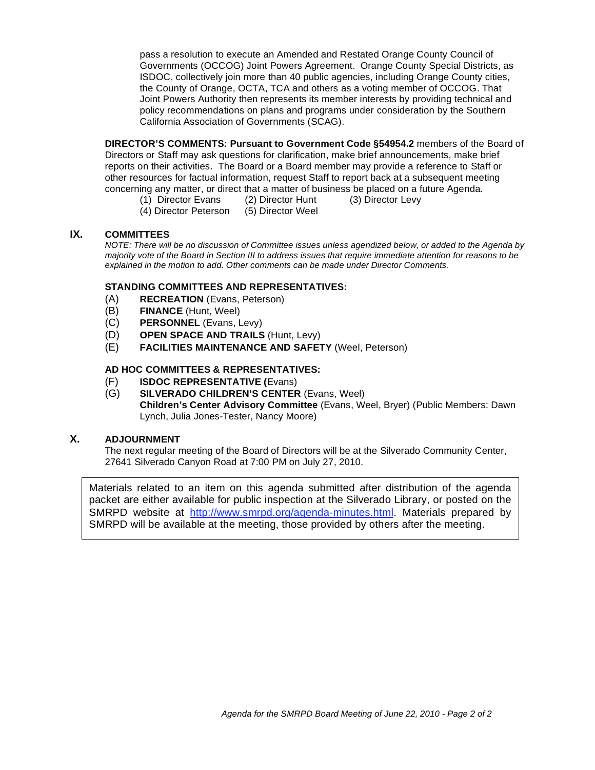pass a resolution to execute an Amended and Restated Orange County Council of Governments (OCCOG) Joint Powers Agreement. Orange County Special Districts, as ISDOC, collectively join more than 40 public agencies, including Orange County cities, the County of Orange, OCTA, TCA and others as a voting member of OCCOG. That Joint Powers Authority then represents its member interests by providing technical and policy recommendations on plans and programs under consideration by the Southern California Association of Governments (SCAG).

**DIRECTOR'S COMMENTS: Pursuant to Government Code §54954.2** members of the Board of Directors or Staff may ask questions for clarification, make brief announcements, make brief reports on their activities. The Board or a Board member may provide a reference to Staff or other resources for factual information, request Staff to report back at a subsequent meeting concerning any matter, or direct that a matter of business be placed on a future Agenda.

(1) Director Evans (2) Director Hunt (3) Director Levy
(4) Director Peterson (5) Director Weel

## IX. COMMITTEES

*NOTE: There will be no discussion of Committee issues unless agendized below, or added to the Agenda by majority vote of the Board in Section III to address issues that require immediate attention for reasons to be explained in the motion to add. Other comments can be made under Director Comments.*

**STANDING COMMITTEES AND REPRESENTATIVES:**

(A) **RECREATION** (Evans, Peterson)
(B) **FINANCE** (Hunt, Weel)
(C) **PERSONNEL** (Evans, Levy)
(D) **OPEN SPACE AND TRAILS** (Hunt, Levy)
(E) **FACILITIES MAINTENANCE AND SAFETY** (Weel, Peterson)

**AD HOC COMMITTEES & REPRESENTATIVES:**

(F) **ISDOC REPRESENTATIVE (**Evans)
(G) **SILVERADO CHILDREN'S CENTER** (Evans, Weel)
**Children's Center Advisory Committee** (Evans, Weel, Bryer) (Public Members: Dawn Lynch, Julia Jones-Tester, Nancy Moore)

## X. ADJOURNMENT

The next regular meeting of the Board of Directors will be at the Silverado Community Center, 27641 Silverado Canyon Road at 7:00 PM on July 27, 2010.

Materials related to an item on this agenda submitted after distribution of the agenda packet are either available for public inspection at the Silverado Library, or posted on the SMRPD website at http://www.smrpd.org/agenda-minutes.html. Materials prepared by SMRPD will be available at the meeting, those provided by others after the meeting.